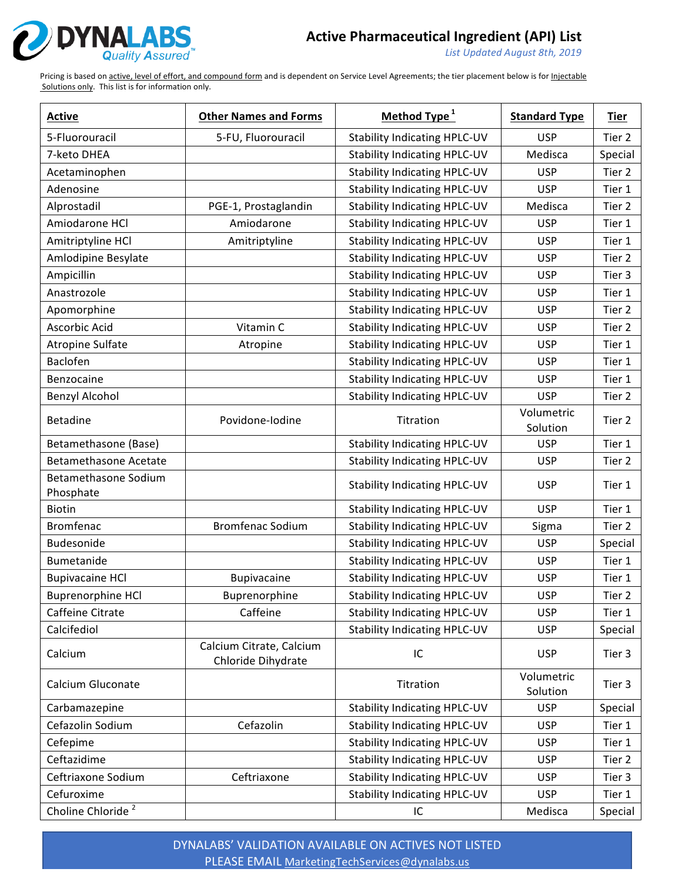# Active Pharmaceutical Ingredient (API) List

*List Updated August 8th, 2019*

Pricing is based on active, level of effort, and compound form and is dependent on Service Level Agreements; the tier placement below is for Injectable Solutions only. This list is for information only.

| Active | Other Names and Forms | Method Type [1] | Standard Type | Tier |
|---|---|---|---|---|
| 5-Fluorouracil | 5-FU, Fluorouracil | Stability Indicating HPLC-UV | USP | Tier 2 |
| 7-keto DHEA | | Stability Indicating HPLC-UV | Medisca | Special |
| Acetaminophen | | Stability Indicating HPLC-UV | USP | Tier 2 |
| Adenosine | | Stability Indicating HPLC-UV | USP | Tier 1 |
| Alprostadil | PGE-1, Prostaglandin | Stability Indicating HPLC-UV | Medisca | Tier 2 |
| Amiodarone HCl | Amiodarone | Stability Indicating HPLC-UV | USP | Tier 1 |
| Amitriptyline HCl | Amitriptyline | Stability Indicating HPLC-UV | USP | Tier 1 |
| Amlodipine Besylate | | Stability Indicating HPLC-UV | USP | Tier 2 |
| Ampicillin | | Stability Indicating HPLC-UV | USP | Tier 3 |
| Anastrozole | | Stability Indicating HPLC-UV | USP | Tier 1 |
| Apomorphine | | Stability Indicating HPLC-UV | USP | Tier 2 |
| Ascorbic Acid | Vitamin C | Stability Indicating HPLC-UV | USP | Tier 2 |
| Atropine Sulfate | Atropine | Stability Indicating HPLC-UV | USP | Tier 1 |
| Baclofen | | Stability Indicating HPLC-UV | USP | Tier 1 |
| Benzocaine | | Stability Indicating HPLC-UV | USP | Tier 1 |
| Benzyl Alcohol | | Stability Indicating HPLC-UV | USP | Tier 2 |
| Betadine | Povidone-Iodine | Titration | Volumetric Solution | Tier 2 |
| Betamethasone (Base) | | Stability Indicating HPLC-UV | USP | Tier 1 |
| Betamethasone Acetate | | Stability Indicating HPLC-UV | USP | Tier 2 |
| Betamethasone Sodium Phosphate | | Stability Indicating HPLC-UV | USP | Tier 1 |
| Biotin | | Stability Indicating HPLC-UV | USP | Tier 1 |
| Bromfenac | Bromfenac Sodium | Stability Indicating HPLC-UV | Sigma | Tier 2 |
| Budesonide | | Stability Indicating HPLC-UV | USP | Special |
| Bumetanide | | Stability Indicating HPLC-UV | USP | Tier 1 |
| Bupivacaine HCl | Bupivacaine | Stability Indicating HPLC-UV | USP | Tier 1 |
| Buprenorphine HCl | Buprenorphine | Stability Indicating HPLC-UV | USP | Tier 2 |
| Caffeine Citrate | Caffeine | Stability Indicating HPLC-UV | USP | Tier 1 |
| Calcifediol | | Stability Indicating HPLC-UV | USP | Special |
| Calcium | Calcium Citrate, Calcium Chloride Dihydrate | IC | USP | Tier 3 |
| Calcium Gluconate | | Titration | Volumetric Solution | Tier 3 |
| Carbamazepine | | Stability Indicating HPLC-UV | USP | Special |
| Cefazolin Sodium | Cefazolin | Stability Indicating HPLC-UV | USP | Tier 1 |
| Cefepime | | Stability Indicating HPLC-UV | USP | Tier 1 |
| Ceftazidime | | Stability Indicating HPLC-UV | USP | Tier 2 |
| Ceftriaxone Sodium | Ceftriaxone | Stability Indicating HPLC-UV | USP | Tier 3 |
| Cefuroxime | | Stability Indicating HPLC-UV | USP | Tier 1 |
| Choline Chloride [2] | | IC | Medisca | Special |

DYNALABS' VALIDATION AVAILABLE ON ACTIVES NOT LISTED
PLEASE EMAIL MarketingTechServices@dynalabs.us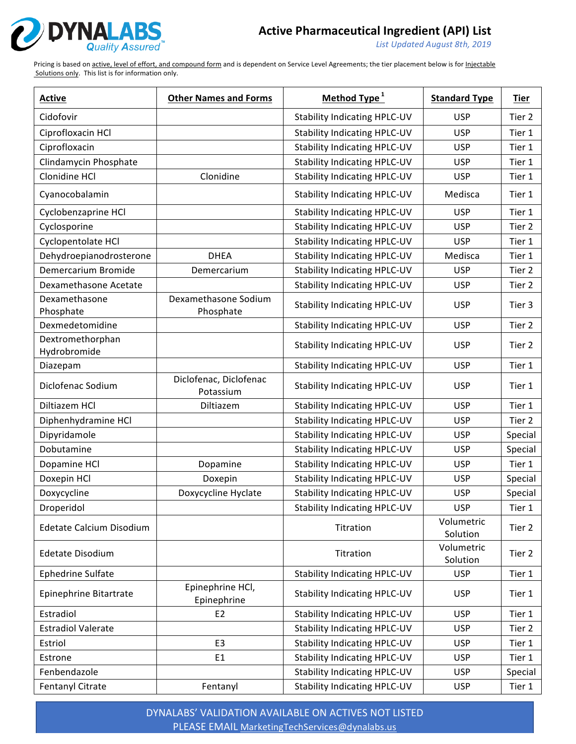# Active Pharmaceutical Ingredient (API) List

*List Updated August 8th, 2019*

Pricing is based on active, level of effort, and compound form and is dependent on Service Level Agreements; the tier placement below is for Injectable Solutions only. This list is for information only.

| Active | Other Names and Forms | Method Type [1] | Standard Type | Tier |
|---|---|---|---|---|
| Cidofovir | | Stability Indicating HPLC-UV | USP | Tier 2 |
| Ciprofloxacin HCl | | Stability Indicating HPLC-UV | USP | Tier 1 |
| Ciprofloxacin | | Stability Indicating HPLC-UV | USP | Tier 1 |
| Clindamycin Phosphate | | Stability Indicating HPLC-UV | USP | Tier 1 |
| Clonidine HCl | Clonidine | Stability Indicating HPLC-UV | USP | Tier 1 |
| Cyanocobalamin | | Stability Indicating HPLC-UV | Medisca | Tier 1 |
| Cyclobenzaprine HCl | | Stability Indicating HPLC-UV | USP | Tier 1 |
| Cyclosporine | | Stability Indicating HPLC-UV | USP | Tier 2 |
| Cyclopentolate HCl | | Stability Indicating HPLC-UV | USP | Tier 1 |
| Dehydroepianodrosterone | DHEA | Stability Indicating HPLC-UV | Medisca | Tier 1 |
| Demercarium Bromide | Demercarium | Stability Indicating HPLC-UV | USP | Tier 2 |
| Dexamethasone Acetate | | Stability Indicating HPLC-UV | USP | Tier 2 |
| Dexamethasone Phosphate | Dexamethasone Sodium Phosphate | Stability Indicating HPLC-UV | USP | Tier 3 |
| Dexmedetomidine | | Stability Indicating HPLC-UV | USP | Tier 2 |
| Dextromethorphan Hydrobromide | | Stability Indicating HPLC-UV | USP | Tier 2 |
| Diazepam | | Stability Indicating HPLC-UV | USP | Tier 1 |
| Diclofenac Sodium | Diclofenac, Diclofenac Potassium | Stability Indicating HPLC-UV | USP | Tier 1 |
| Diltiazem HCl | Diltiazem | Stability Indicating HPLC-UV | USP | Tier 1 |
| Diphenhydramine HCl | | Stability Indicating HPLC-UV | USP | Tier 2 |
| Dipyridamole | | Stability Indicating HPLC-UV | USP | Special |
| Dobutamine | | Stability Indicating HPLC-UV | USP | Special |
| Dopamine HCl | Dopamine | Stability Indicating HPLC-UV | USP | Tier 1 |
| Doxepin HCl | Doxepin | Stability Indicating HPLC-UV | USP | Special |
| Doxycycline | Doxycycline Hyclate | Stability Indicating HPLC-UV | USP | Special |
| Droperidol | | Stability Indicating HPLC-UV | USP | Tier 1 |
| Edetate Calcium Disodium | | Titration | Volumetric Solution | Tier 2 |
| Edetate Disodium | | Titration | Volumetric Solution | Tier 2 |
| Ephedrine Sulfate | | Stability Indicating HPLC-UV | USP | Tier 1 |
| Epinephrine Bitartrate | Epinephrine HCl, Epinephrine | Stability Indicating HPLC-UV | USP | Tier 1 |
| Estradiol | E2 | Stability Indicating HPLC-UV | USP | Tier 1 |
| Estradiol Valerate | | Stability Indicating HPLC-UV | USP | Tier 2 |
| Estriol | E3 | Stability Indicating HPLC-UV | USP | Tier 1 |
| Estrone | E1 | Stability Indicating HPLC-UV | USP | Tier 1 |
| Fenbendazole | | Stability Indicating HPLC-UV | USP | Special |
| Fentanyl Citrate | Fentanyl | Stability Indicating HPLC-UV | USP | Tier 1 |

DYNALABS' VALIDATION AVAILABLE ON ACTIVES NOT LISTED
PLEASE EMAIL MarketingTechServices@dynalabs.us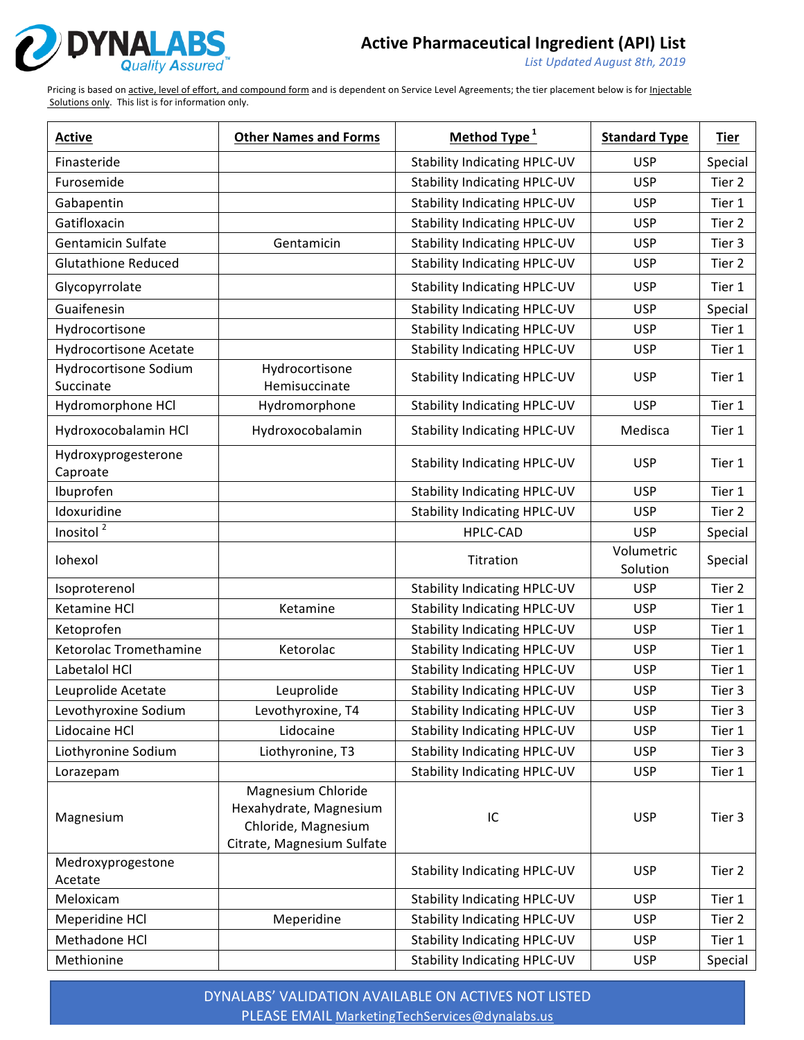# Active Pharmaceutical Ingredient (API) List

*List Updated August 8th, 2019*

Pricing is based on active, level of effort, and compound form and is dependent on Service Level Agreements; the tier placement below is for Injectable Solutions only. This list is for information only.

| Active | Other Names and Forms | Method Type [1] | Standard Type | Tier |
|---|---|---|---|---|
| Finasteride | | Stability Indicating HPLC-UV | USP | Special |
| Furosemide | | Stability Indicating HPLC-UV | USP | Tier 2 |
| Gabapentin | | Stability Indicating HPLC-UV | USP | Tier 1 |
| Gatifloxacin | | Stability Indicating HPLC-UV | USP | Tier 2 |
| Gentamicin Sulfate | Gentamicin | Stability Indicating HPLC-UV | USP | Tier 3 |
| Glutathione Reduced | | Stability Indicating HPLC-UV | USP | Tier 2 |
| Glycopyrrolate | | Stability Indicating HPLC-UV | USP | Tier 1 |
| Guaifenesin | | Stability Indicating HPLC-UV | USP | Special |
| Hydrocortisone | | Stability Indicating HPLC-UV | USP | Tier 1 |
| Hydrocortisone Acetate | | Stability Indicating HPLC-UV | USP | Tier 1 |
| Hydrocortisone Sodium Succinate | Hydrocortisone Hemisuccinate | Stability Indicating HPLC-UV | USP | Tier 1 |
| Hydromorphone HCl | Hydromorphone | Stability Indicating HPLC-UV | USP | Tier 1 |
| Hydroxocobalamin HCl | Hydroxocobalamin | Stability Indicating HPLC-UV | Medisca | Tier 1 |
| Hydroxyprogesterone Caproate | | Stability Indicating HPLC-UV | USP | Tier 1 |
| Ibuprofen | | Stability Indicating HPLC-UV | USP | Tier 1 |
| Idoxuridine | | Stability Indicating HPLC-UV | USP | Tier 2 |
| Inositol [2] | | HPLC-CAD | USP | Special |
| Iohexol | | Titration | Volumetric Solution | Special |
| Isoproterenol | | Stability Indicating HPLC-UV | USP | Tier 2 |
| Ketamine HCl | Ketamine | Stability Indicating HPLC-UV | USP | Tier 1 |
| Ketoprofen | | Stability Indicating HPLC-UV | USP | Tier 1 |
| Ketorolac Tromethamine | Ketorolac | Stability Indicating HPLC-UV | USP | Tier 1 |
| Labetalol HCl | | Stability Indicating HPLC-UV | USP | Tier 1 |
| Leuprolide Acetate | Leuprolide | Stability Indicating HPLC-UV | USP | Tier 3 |
| Levothyroxine Sodium | Levothyroxine, T4 | Stability Indicating HPLC-UV | USP | Tier 3 |
| Lidocaine HCl | Lidocaine | Stability Indicating HPLC-UV | USP | Tier 1 |
| Liothyronine Sodium | Liothyronine, T3 | Stability Indicating HPLC-UV | USP | Tier 3 |
| Lorazepam | | Stability Indicating HPLC-UV | USP | Tier 1 |
| Magnesium | Magnesium Chloride Hexahydrate, Magnesium Chloride, Magnesium Citrate, Magnesium Sulfate | IC | USP | Tier 3 |
| Medroxyprogesterone Acetate | | Stability Indicating HPLC-UV | USP | Tier 2 |
| Meloxicam | | Stability Indicating HPLC-UV | USP | Tier 1 |
| Meperidine HCl | Meperidine | Stability Indicating HPLC-UV | USP | Tier 2 |
| Methadone HCl | | Stability Indicating HPLC-UV | USP | Tier 1 |
| Methionine | | Stability Indicating HPLC-UV | USP | Special |

DYNALABS' VALIDATION AVAILABLE ON ACTIVES NOT LISTED
PLEASE EMAIL MarketingTechServices@dynalabs.us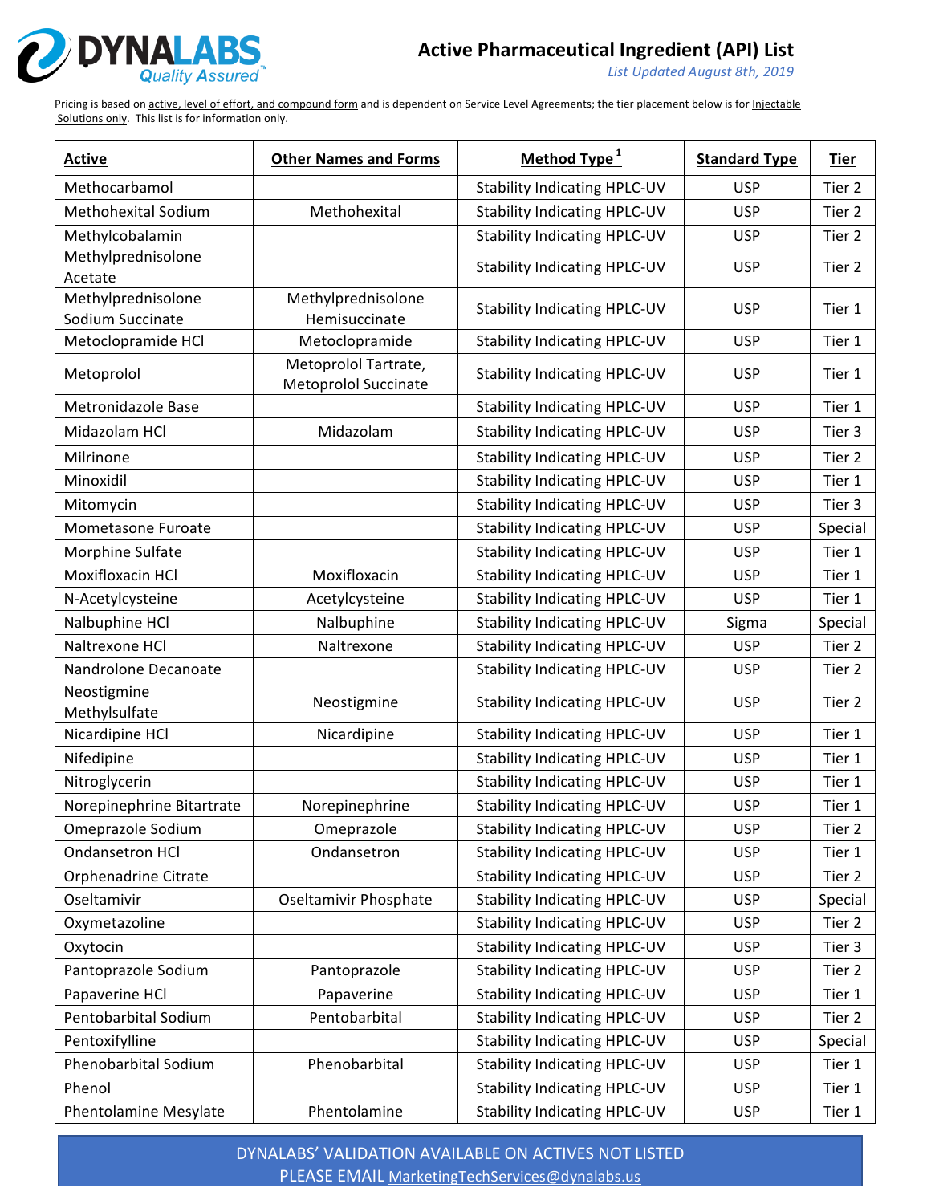# Active Pharmaceutical Ingredient (API) List

*List Updated August 8th, 2019*

Pricing is based on active, level of effort, and compound form and is dependent on Service Level Agreements; the tier placement below is for Injectable Solutions only. This list is for information only.

| Active | Other Names and Forms | Method Type [1] | Standard Type | Tier |
|---|---|---|---|---|
| Methocarbamol | | Stability Indicating HPLC-UV | USP | Tier 2 |
| Methohexital Sodium | Methohexital | Stability Indicating HPLC-UV | USP | Tier 2 |
| Methylcobalamin | | Stability Indicating HPLC-UV | USP | Tier 2 |
| Methylprednisolone Acetate | | Stability Indicating HPLC-UV | USP | Tier 2 |
| Methylprednisolone Sodium Succinate | Methylprednisolone Hemisuccinate | Stability Indicating HPLC-UV | USP | Tier 1 |
| Metoclopramide HCl | Metoclopramide | Stability Indicating HPLC-UV | USP | Tier 1 |
| Metoprolol | Metoprolol Tartrate, Metoprolol Succinate | Stability Indicating HPLC-UV | USP | Tier 1 |
| Metronidazole Base | | Stability Indicating HPLC-UV | USP | Tier 1 |
| Midazolam HCl | Midazolam | Stability Indicating HPLC-UV | USP | Tier 3 |
| Milrinone | | Stability Indicating HPLC-UV | USP | Tier 2 |
| Minoxidil | | Stability Indicating HPLC-UV | USP | Tier 1 |
| Mitomycin | | Stability Indicating HPLC-UV | USP | Tier 3 |
| Mometasone Furoate | | Stability Indicating HPLC-UV | USP | Special |
| Morphine Sulfate | | Stability Indicating HPLC-UV | USP | Tier 1 |
| Moxifloxacin HCl | Moxifloxacin | Stability Indicating HPLC-UV | USP | Tier 1 |
| N-Acetylcysteine | Acetylcysteine | Stability Indicating HPLC-UV | USP | Tier 1 |
| Nalbuphine HCl | Nalbuphine | Stability Indicating HPLC-UV | Sigma | Special |
| Naltrexone HCl | Naltrexone | Stability Indicating HPLC-UV | USP | Tier 2 |
| Nandrolone Decanoate | | Stability Indicating HPLC-UV | USP | Tier 2 |
| Neostigmine Methylsulfate | Neostigmine | Stability Indicating HPLC-UV | USP | Tier 2 |
| Nicardipine HCl | Nicardipine | Stability Indicating HPLC-UV | USP | Tier 1 |
| Nifedipine | | Stability Indicating HPLC-UV | USP | Tier 1 |
| Nitroglycerin | | Stability Indicating HPLC-UV | USP | Tier 1 |
| Norepinephrine Bitartrate | Norepinephrine | Stability Indicating HPLC-UV | USP | Tier 1 |
| Omeprazole Sodium | Omeprazole | Stability Indicating HPLC-UV | USP | Tier 2 |
| Ondansetron HCl | Ondansetron | Stability Indicating HPLC-UV | USP | Tier 1 |
| Orphenadrine Citrate | | Stability Indicating HPLC-UV | USP | Tier 2 |
| Oseltamivir | Oseltamivir Phosphate | Stability Indicating HPLC-UV | USP | Special |
| Oxymetazoline | | Stability Indicating HPLC-UV | USP | Tier 2 |
| Oxytocin | | Stability Indicating HPLC-UV | USP | Tier 3 |
| Pantoprazole Sodium | Pantoprazole | Stability Indicating HPLC-UV | USP | Tier 2 |
| Papaverine HCl | Papaverine | Stability Indicating HPLC-UV | USP | Tier 1 |
| Pentobarbital Sodium | Pentobarbital | Stability Indicating HPLC-UV | USP | Tier 2 |
| Pentoxifylline | | Stability Indicating HPLC-UV | USP | Special |
| Phenobarbital Sodium | Phenobarbital | Stability Indicating HPLC-UV | USP | Tier 1 |
| Phenol | | Stability Indicating HPLC-UV | USP | Tier 1 |
| Phentolamine Mesylate | Phentolamine | Stability Indicating HPLC-UV | USP | Tier 1 |

DYNALABS' VALIDATION AVAILABLE ON ACTIVES NOT LISTED
PLEASE EMAIL MarketingTechServices@dynalabs.us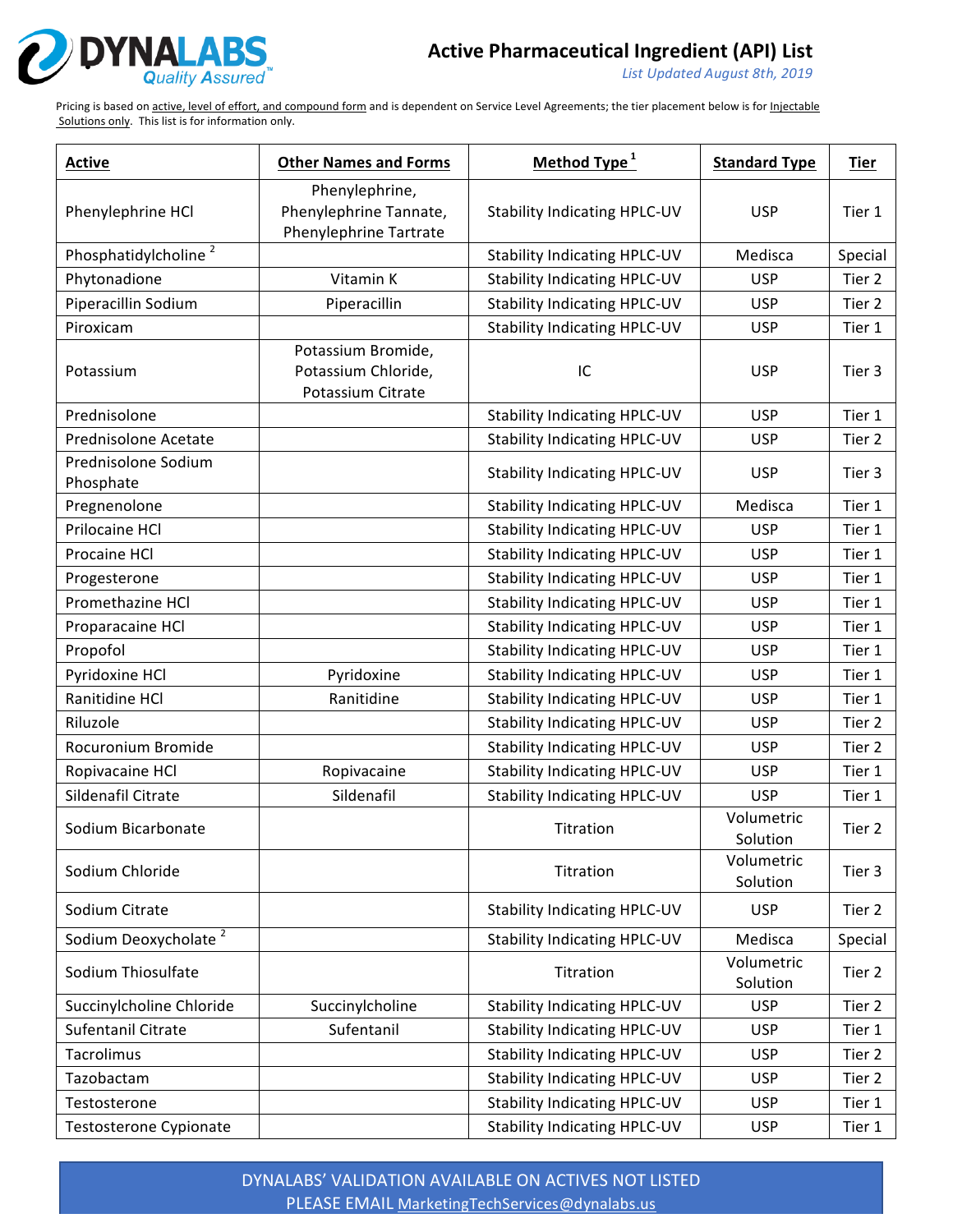DYNALABS Quality Assured

# Active Pharmaceutical Ingredient (API) List

*List Updated August 8th, 2019*

Pricing is based on active, level of effort, and compound form and is dependent on Service Level Agreements; the tier placement below is for Injectable Solutions only. This list is for information only.

| Active | Other Names and Forms | Method Type [1] | Standard Type | Tier |
|---|---|---|---|---|
| Phenylephrine HCl | Phenylephrine, Phenylephrine Tannate, Phenylephrine Tartrate | Stability Indicating HPLC-UV | USP | Tier 1 |
| Phosphatidylcholine [2] | | Stability Indicating HPLC-UV | Medisca | Special |
| Phytonadione | Vitamin K | Stability Indicating HPLC-UV | USP | Tier 2 |
| Piperacillin Sodium | Piperacillin | Stability Indicating HPLC-UV | USP | Tier 2 |
| Piroxicam | | Stability Indicating HPLC-UV | USP | Tier 1 |
| Potassium | Potassium Bromide, Potassium Chloride, Potassium Citrate | IC | USP | Tier 3 |
| Prednisolone | | Stability Indicating HPLC-UV | USP | Tier 1 |
| Prednisolone Acetate | | Stability Indicating HPLC-UV | USP | Tier 2 |
| Prednisolone Sodium Phosphate | | Stability Indicating HPLC-UV | USP | Tier 3 |
| Pregnenolone | | Stability Indicating HPLC-UV | Medisca | Tier 1 |
| Prilocaine HCl | | Stability Indicating HPLC-UV | USP | Tier 1 |
| Procaine HCl | | Stability Indicating HPLC-UV | USP | Tier 1 |
| Progesterone | | Stability Indicating HPLC-UV | USP | Tier 1 |
| Promethazine HCl | | Stability Indicating HPLC-UV | USP | Tier 1 |
| Proparacaine HCl | | Stability Indicating HPLC-UV | USP | Tier 1 |
| Propofol | | Stability Indicating HPLC-UV | USP | Tier 1 |
| Pyridoxine HCl | Pyridoxine | Stability Indicating HPLC-UV | USP | Tier 1 |
| Ranitidine HCl | Ranitidine | Stability Indicating HPLC-UV | USP | Tier 1 |
| Riluzole | | Stability Indicating HPLC-UV | USP | Tier 2 |
| Rocuronium Bromide | | Stability Indicating HPLC-UV | USP | Tier 2 |
| Ropivacaine HCl | Ropivacaine | Stability Indicating HPLC-UV | USP | Tier 1 |
| Sildenafil Citrate | Sildenafil | Stability Indicating HPLC-UV | USP | Tier 1 |
| Sodium Bicarbonate | | Titration | Volumetric Solution | Tier 2 |
| Sodium Chloride | | Titration | Volumetric Solution | Tier 3 |
| Sodium Citrate | | Stability Indicating HPLC-UV | USP | Tier 2 |
| Sodium Deoxycholate [2] | | Stability Indicating HPLC-UV | Medisca | Special |
| Sodium Thiosulfate | | Titration | Volumetric Solution | Tier 2 |
| Succinylcholine Chloride | Succinylcholine | Stability Indicating HPLC-UV | USP | Tier 2 |
| Sufentanil Citrate | Sufentanil | Stability Indicating HPLC-UV | USP | Tier 1 |
| Tacrolimus | | Stability Indicating HPLC-UV | USP | Tier 2 |
| Tazobactam | | Stability Indicating HPLC-UV | USP | Tier 2 |
| Testosterone | | Stability Indicating HPLC-UV | USP | Tier 1 |
| Testosterone Cypionate | | Stability Indicating HPLC-UV | USP | Tier 1 |

DYNALABS' VALIDATION AVAILABLE ON ACTIVES NOT LISTED
PLEASE EMAIL MarketingTechServices@dynalabs.us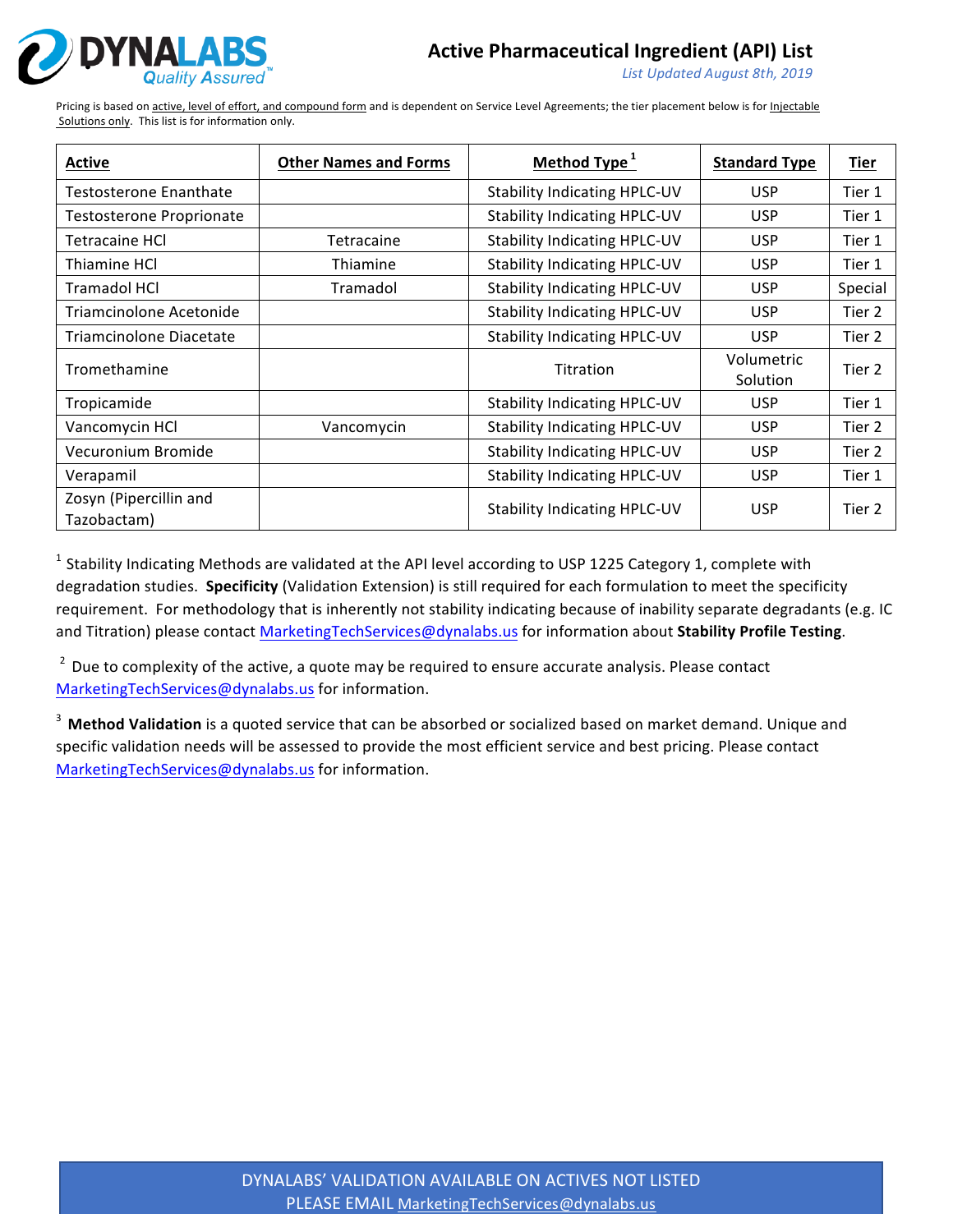# Active Pharmaceutical Ingredient (API) List

*List Updated August 8th, 2019*

Pricing is based on active, level of effort, and compound form and is dependent on Service Level Agreements; the tier placement below is for Injectable Solutions only. This list is for information only.

| Active | Other Names and Forms | Method Type [1] | Standard Type | Tier |
|---|---|---|---|---|
| Testosterone Enanthate | | Stability Indicating HPLC-UV | USP | Tier 1 |
| Testosterone Proprionate | | Stability Indicating HPLC-UV | USP | Tier 1 |
| Tetracaine HCl | Tetracaine | Stability Indicating HPLC-UV | USP | Tier 1 |
| Thiamine HCl | Thiamine | Stability Indicating HPLC-UV | USP | Tier 1 |
| Tramadol HCl | Tramadol | Stability Indicating HPLC-UV | USP | Special |
| Triamcinolone Acetonide | | Stability Indicating HPLC-UV | USP | Tier 2 |
| Triamcinolone Diacetate | | Stability Indicating HPLC-UV | USP | Tier 2 |
| Tromethamine | | Titration | Volumetric Solution | Tier 2 |
| Tropicamide | | Stability Indicating HPLC-UV | USP | Tier 1 |
| Vancomycin HCl | Vancomycin | Stability Indicating HPLC-UV | USP | Tier 2 |
| Vecuronium Bromide | | Stability Indicating HPLC-UV | USP | Tier 2 |
| Verapamil | | Stability Indicating HPLC-UV | USP | Tier 1 |
| Zosyn (Pipercillin and Tazobactam) | | Stability Indicating HPLC-UV | USP | Tier 2 |

[1] Stability Indicating Methods are validated at the API level according to USP 1225 Category 1, complete with degradation studies. **Specificity** (Validation Extension) is still required for each formulation to meet the specificity requirement. For methodology that is inherently not stability indicating because of inability separate degradants (e.g. IC and Titration) please contact MarketingTechServices@dynalabs.us for information about **Stability Profile Testing**.

[2] Due to complexity of the active, a quote may be required to ensure accurate analysis. Please contact MarketingTechServices@dynalabs.us for information.

[3] **Method Validation** is a quoted service that can be absorbed or socialized based on market demand. Unique and specific validation needs will be assessed to provide the most efficient service and best pricing. Please contact MarketingTechServices@dynalabs.us for information.

DYNALABS' VALIDATION AVAILABLE ON ACTIVES NOT LISTED
PLEASE EMAIL MarketingTechServices@dynalabs.us